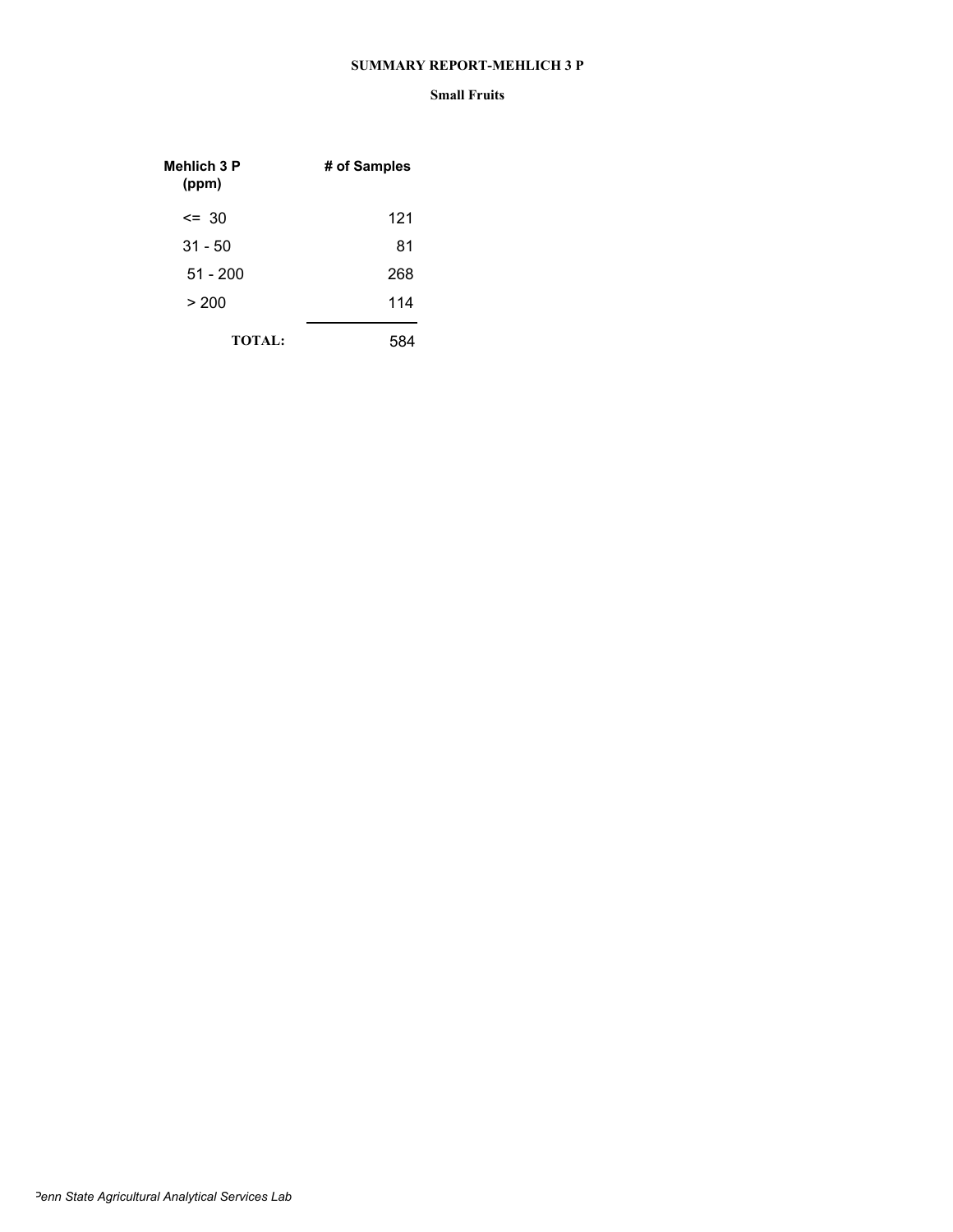# SUMMARY REPORT-MEHLICH 3 P

## Small Fruits

| Mehlich 3 P (ppm) | # of Samples |
|---|---|
| <= 30 | 121 |
| 31 - 50 | 81 |
| 51 - 200 | 268 |
| > 200 | 114 |
| **TOTAL:** | 584 |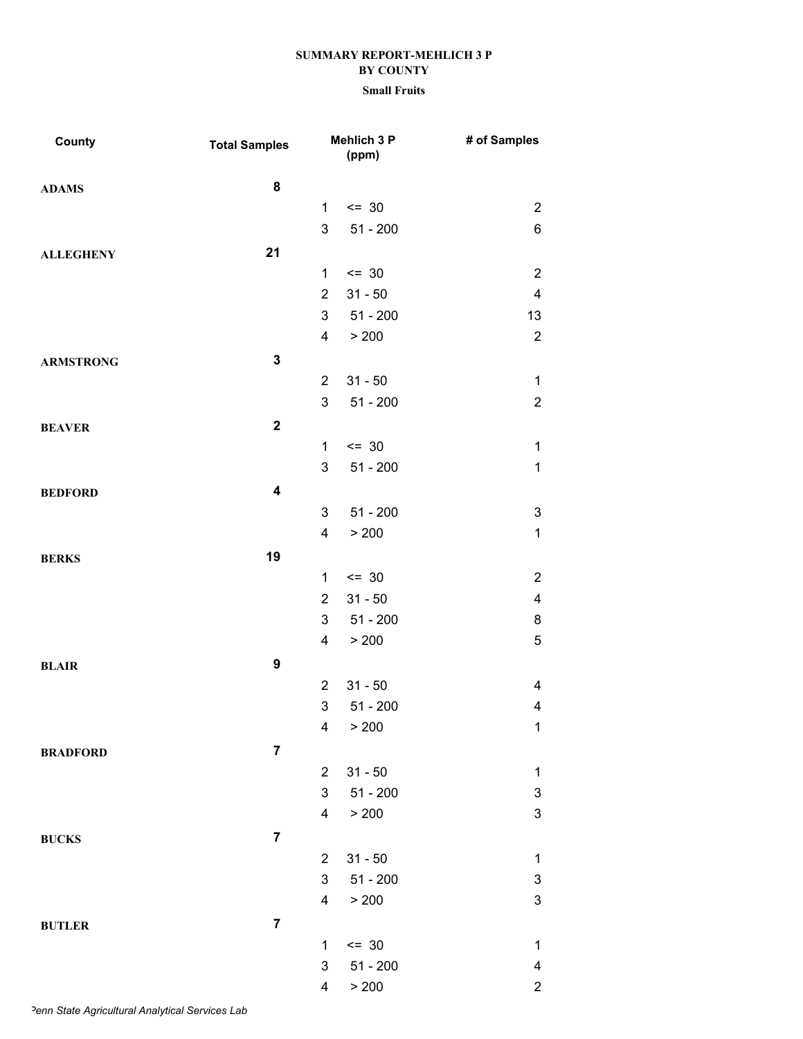**SUMMARY REPORT-MEHLICH 3 P**
**BY COUNTY**
**Small Fruits**

| County | Total Samples | Mehlich 3 P (ppm) | | # of Samples |
|---|---|---|---|---|
| ADAMS | 8 | | | |
| | | 1 | <= 30 | 2 |
| | | 3 | 51 - 200 | 6 |
| ALLEGHENY | 21 | | | |
| | | 1 | <= 30 | 2 |
| | | 2 | 31 - 50 | 4 |
| | | 3 | 51 - 200 | 13 |
| | | 4 | > 200 | 2 |
| ARMSTRONG | 3 | | | |
| | | 2 | 31 - 50 | 1 |
| | | 3 | 51 - 200 | 2 |
| BEAVER | 2 | | | |
| | | 1 | <= 30 | 1 |
| | | 3 | 51 - 200 | 1 |
| BEDFORD | 4 | | | |
| | | 3 | 51 - 200 | 3 |
| | | 4 | > 200 | 1 |
| BERKS | 19 | | | |
| | | 1 | <= 30 | 2 |
| | | 2 | 31 - 50 | 4 |
| | | 3 | 51 - 200 | 8 |
| | | 4 | > 200 | 5 |
| BLAIR | 9 | | | |
| | | 2 | 31 - 50 | 4 |
| | | 3 | 51 - 200 | 4 |
| | | 4 | > 200 | 1 |
| BRADFORD | 7 | | | |
| | | 2 | 31 - 50 | 1 |
| | | 3 | 51 - 200 | 3 |
| | | 4 | > 200 | 3 |
| BUCKS | 7 | | | |
| | | 2 | 31 - 50 | 1 |
| | | 3 | 51 - 200 | 3 |
| | | 4 | > 200 | 3 |
| BUTLER | 7 | | | |
| | | 1 | <= 30 | 1 |
| | | 3 | 51 - 200 | 4 |
| | | 4 | > 200 | 2 |

*Penn State Agricultural Analytical Services Lab*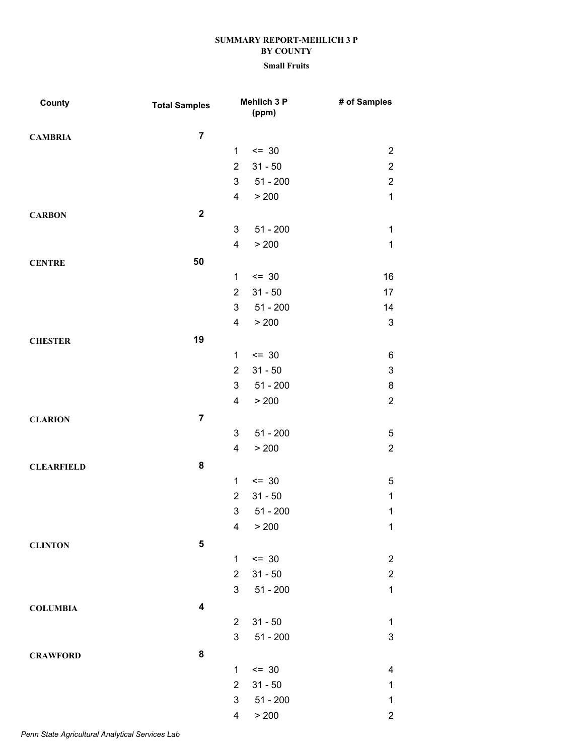**SUMMARY REPORT-MEHLICH 3 P**
**BY COUNTY**
**Small Fruits**

| County | Total Samples | Mehlich 3 P (ppm) | | # of Samples |
|---|---|---|---|---|
| **CAMBRIA** | **7** | | | |
| | | 1 | <= 30 | 2 |
| | | 2 | 31 - 50 | 2 |
| | | 3 | 51 - 200 | 2 |
| | | 4 | > 200 | 1 |
| **CARBON** | **2** | | | |
| | | 3 | 51 - 200 | 1 |
| | | 4 | > 200 | 1 |
| **CENTRE** | **50** | | | |
| | | 1 | <= 30 | 16 |
| | | 2 | 31 - 50 | 17 |
| | | 3 | 51 - 200 | 14 |
| | | 4 | > 200 | 3 |
| **CHESTER** | **19** | | | |
| | | 1 | <= 30 | 6 |
| | | 2 | 31 - 50 | 3 |
| | | 3 | 51 - 200 | 8 |
| | | 4 | > 200 | 2 |
| **CLARION** | **7** | | | |
| | | 3 | 51 - 200 | 5 |
| | | 4 | > 200 | 2 |
| **CLEARFIELD** | **8** | | | |
| | | 1 | <= 30 | 5 |
| | | 2 | 31 - 50 | 1 |
| | | 3 | 51 - 200 | 1 |
| | | 4 | > 200 | 1 |
| **CLINTON** | **5** | | | |
| | | 1 | <= 30 | 2 |
| | | 2 | 31 - 50 | 2 |
| | | 3 | 51 - 200 | 1 |
| **COLUMBIA** | **4** | | | |
| | | 2 | 31 - 50 | 1 |
| | | 3 | 51 - 200 | 3 |
| **CRAWFORD** | **8** | | | |
| | | 1 | <= 30 | 4 |
| | | 2 | 31 - 50 | 1 |
| | | 3 | 51 - 200 | 1 |
| | | 4 | > 200 | 2 |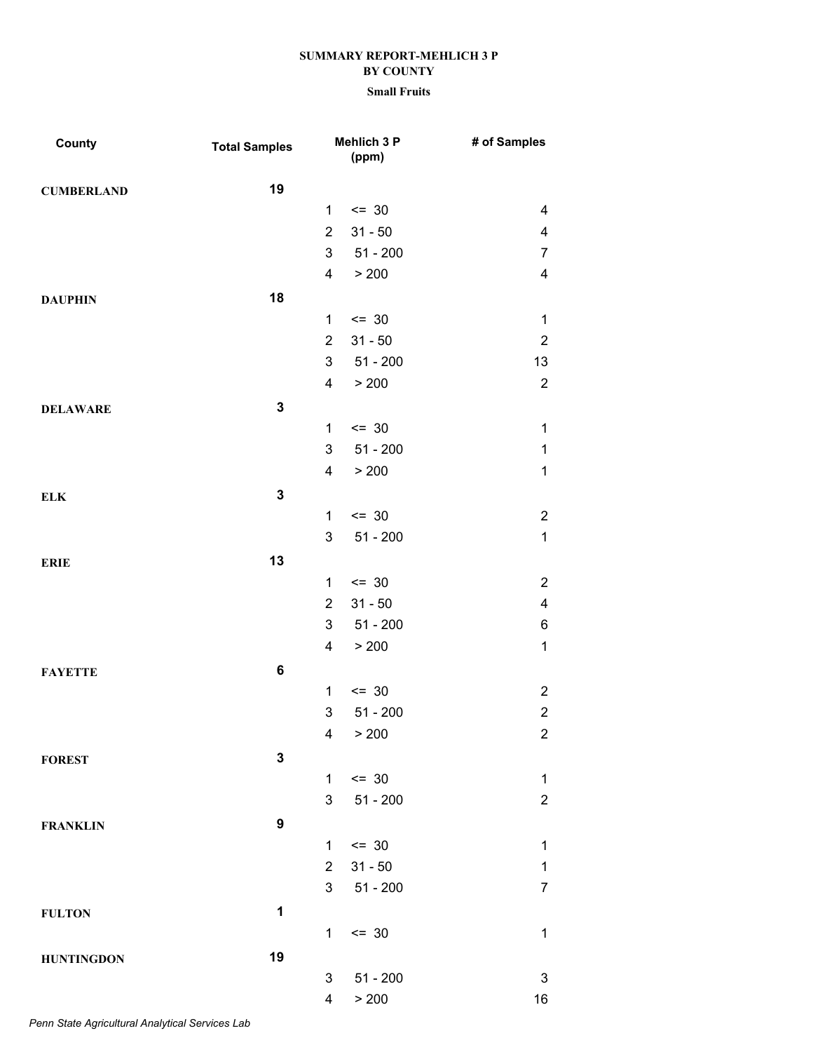**SUMMARY REPORT-MEHLICH 3 P**
**BY COUNTY**
**Small Fruits**

| County | Total Samples | Mehlich 3 P (ppm) | | # of Samples |
|---|---|---|---|---|
| **CUMBERLAND** | **19** | | | |
| | | 1 | <= 30 | 4 |
| | | 2 | 31 - 50 | 4 |
| | | 3 | 51 - 200 | 7 |
| | | 4 | > 200 | 4 |
| **DAUPHIN** | **18** | | | |
| | | 1 | <= 30 | 1 |
| | | 2 | 31 - 50 | 2 |
| | | 3 | 51 - 200 | 13 |
| | | 4 | > 200 | 2 |
| **DELAWARE** | **3** | | | |
| | | 1 | <= 30 | 1 |
| | | 3 | 51 - 200 | 1 |
| | | 4 | > 200 | 1 |
| **ELK** | **3** | | | |
| | | 1 | <= 30 | 2 |
| | | 3 | 51 - 200 | 1 |
| **ERIE** | **13** | | | |
| | | 1 | <= 30 | 2 |
| | | 2 | 31 - 50 | 4 |
| | | 3 | 51 - 200 | 6 |
| | | 4 | > 200 | 1 |
| **FAYETTE** | **6** | | | |
| | | 1 | <= 30 | 2 |
| | | 3 | 51 - 200 | 2 |
| | | 4 | > 200 | 2 |
| **FOREST** | **3** | | | |
| | | 1 | <= 30 | 1 |
| | | 3 | 51 - 200 | 2 |
| **FRANKLIN** | **9** | | | |
| | | 1 | <= 30 | 1 |
| | | 2 | 31 - 50 | 1 |
| | | 3 | 51 - 200 | 7 |
| **FULTON** | **1** | | | |
| | | 1 | <= 30 | 1 |
| **HUNTINGDON** | **19** | | | |
| | | 3 | 51 - 200 | 3 |
| | | 4 | > 200 | 16 |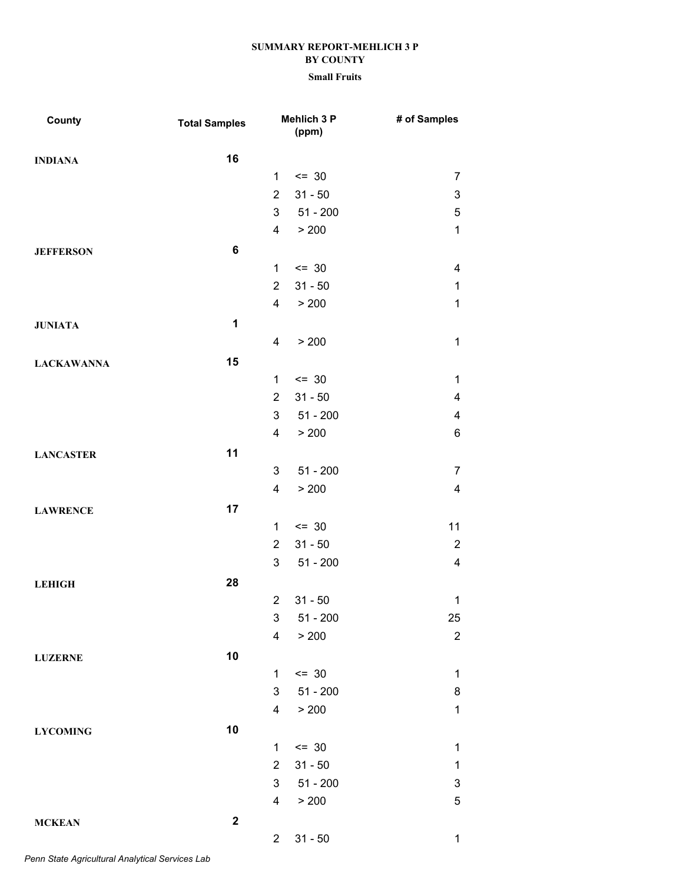**SUMMARY REPORT-MEHLICH 3 P**
**BY COUNTY**
**Small Fruits**

| County | Total Samples | | Mehlich 3 P (ppm) | # of Samples |
|---|---|---|---|---|
| INDIANA | 16 | | | |
| | | 1 | <= 30 | 7 |
| | | 2 | 31 - 50 | 3 |
| | | 3 | 51 - 200 | 5 |
| | | 4 | > 200 | 1 |
| JEFFERSON | 6 | | | |
| | | 1 | <= 30 | 4 |
| | | 2 | 31 - 50 | 1 |
| | | 4 | > 200 | 1 |
| JUNIATA | 1 | | | |
| | | 4 | > 200 | 1 |
| LACKAWANNA | 15 | | | |
| | | 1 | <= 30 | 1 |
| | | 2 | 31 - 50 | 4 |
| | | 3 | 51 - 200 | 4 |
| | | 4 | > 200 | 6 |
| LANCASTER | 11 | | | |
| | | 3 | 51 - 200 | 7 |
| | | 4 | > 200 | 4 |
| LAWRENCE | 17 | | | |
| | | 1 | <= 30 | 11 |
| | | 2 | 31 - 50 | 2 |
| | | 3 | 51 - 200 | 4 |
| LEHIGH | 28 | | | |
| | | 2 | 31 - 50 | 1 |
| | | 3 | 51 - 200 | 25 |
| | | 4 | > 200 | 2 |
| LUZERNE | 10 | | | |
| | | 1 | <= 30 | 1 |
| | | 3 | 51 - 200 | 8 |
| | | 4 | > 200 | 1 |
| LYCOMING | 10 | | | |
| | | 1 | <= 30 | 1 |
| | | 2 | 31 - 50 | 1 |
| | | 3 | 51 - 200 | 3 |
| | | 4 | > 200 | 5 |
| MCKEAN | 2 | | | |
| | | 2 | 31 - 50 | 1 |

*Penn State Agricultural Analytical Services Lab*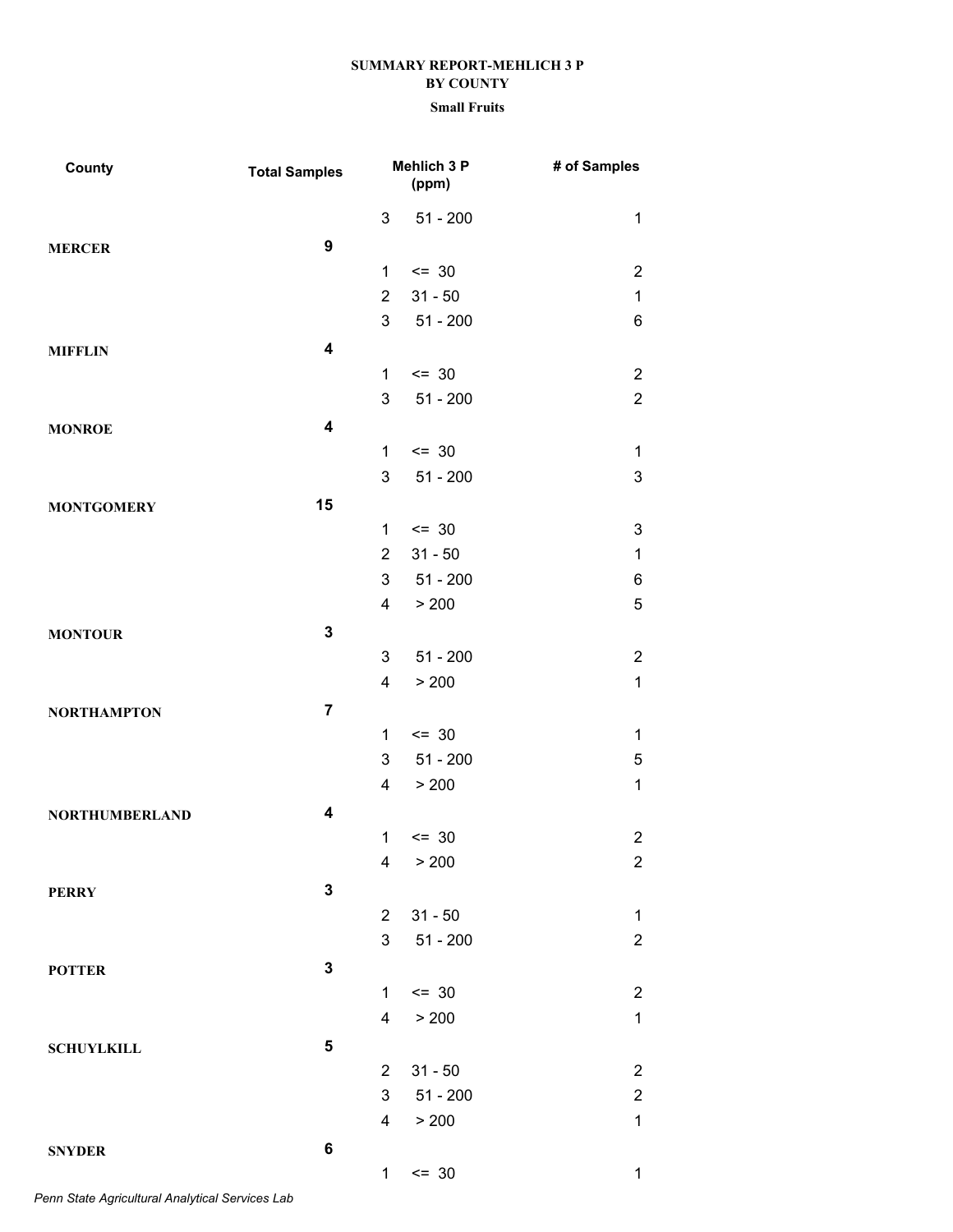**SUMMARY REPORT-MEHLICH 3 P**
**BY COUNTY**
**Small Fruits**

| County | Total Samples | Mehlich 3 P (ppm) | | # of Samples |
|---|---|---|---|---|
| | | 3 | 51 - 200 | 1 |
| **MERCER** | **9** | | | |
| | | 1 | <= 30 | 2 |
| | | 2 | 31 - 50 | 1 |
| | | 3 | 51 - 200 | 6 |
| **MIFFLIN** | **4** | | | |
| | | 1 | <= 30 | 2 |
| | | 3 | 51 - 200 | 2 |
| **MONROE** | **4** | | | |
| | | 1 | <= 30 | 1 |
| | | 3 | 51 - 200 | 3 |
| **MONTGOMERY** | **15** | | | |
| | | 1 | <= 30 | 3 |
| | | 2 | 31 - 50 | 1 |
| | | 3 | 51 - 200 | 6 |
| | | 4 | > 200 | 5 |
| **MONTOUR** | **3** | | | |
| | | 3 | 51 - 200 | 2 |
| | | 4 | > 200 | 1 |
| **NORTHAMPTON** | **7** | | | |
| | | 1 | <= 30 | 1 |
| | | 3 | 51 - 200 | 5 |
| | | 4 | > 200 | 1 |
| **NORTHUMBERLAND** | **4** | | | |
| | | 1 | <= 30 | 2 |
| | | 4 | > 200 | 2 |
| **PERRY** | **3** | | | |
| | | 2 | 31 - 50 | 1 |
| | | 3 | 51 - 200 | 2 |
| **POTTER** | **3** | | | |
| | | 1 | <= 30 | 2 |
| | | 4 | > 200 | 1 |
| **SCHUYLKILL** | **5** | | | |
| | | 2 | 31 - 50 | 2 |
| | | 3 | 51 - 200 | 2 |
| | | 4 | > 200 | 1 |
| **SNYDER** | **6** | | | |
| | | 1 | <= 30 | 1 |

*Penn State Agricultural Analytical Services Lab*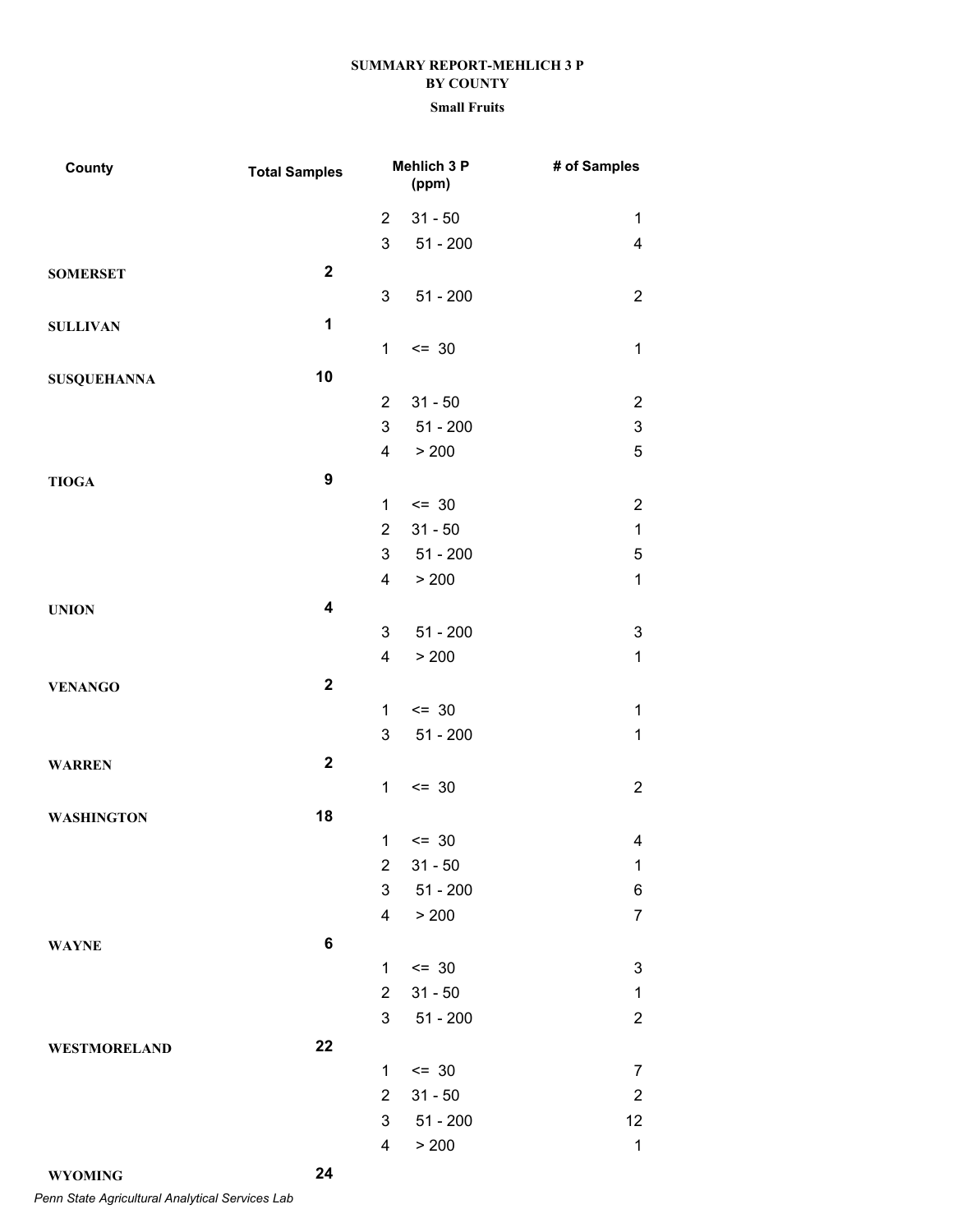**SUMMARY REPORT-MEHLICH 3 P**
**BY COUNTY**
**Small Fruits**

| County | Total Samples | Mehlich 3 P (ppm) | | # of Samples |
|---|---|---|---|---|
| | | 2 | 31 - 50 | 1 |
| | | 3 | 51 - 200 | 4 |
| **SOMERSET** | **2** | | | |
| | | 3 | 51 - 200 | 2 |
| **SULLIVAN** | **1** | | | |
| | | 1 | <= 30 | 1 |
| **SUSQUEHANNA** | **10** | | | |
| | | 2 | 31 - 50 | 2 |
| | | 3 | 51 - 200 | 3 |
| | | 4 | > 200 | 5 |
| **TIOGA** | **9** | | | |
| | | 1 | <= 30 | 2 |
| | | 2 | 31 - 50 | 1 |
| | | 3 | 51 - 200 | 5 |
| | | 4 | > 200 | 1 |
| **UNION** | **4** | | | |
| | | 3 | 51 - 200 | 3 |
| | | 4 | > 200 | 1 |
| **VENANGO** | **2** | | | |
| | | 1 | <= 30 | 1 |
| | | 3 | 51 - 200 | 1 |
| **WARREN** | **2** | | | |
| | | 1 | <= 30 | 2 |
| **WASHINGTON** | **18** | | | |
| | | 1 | <= 30 | 4 |
| | | 2 | 31 - 50 | 1 |
| | | 3 | 51 - 200 | 6 |
| | | 4 | > 200 | 7 |
| **WAYNE** | **6** | | | |
| | | 1 | <= 30 | 3 |
| | | 2 | 31 - 50 | 1 |
| | | 3 | 51 - 200 | 2 |
| **WESTMORELAND** | **22** | | | |
| | | 1 | <= 30 | 7 |
| | | 2 | 31 - 50 | 2 |
| | | 3 | 51 - 200 | 12 |
| | | 4 | > 200 | 1 |
| **WYOMING** | **24** | | | |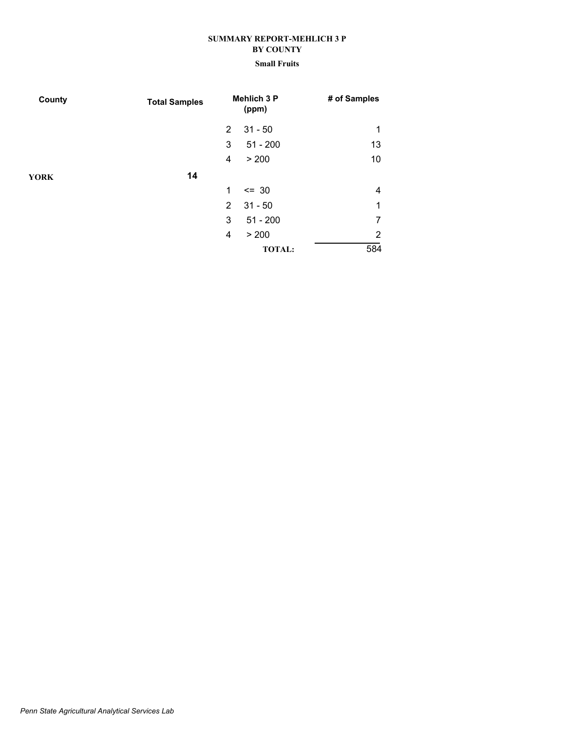**SUMMARY REPORT-MEHLICH 3 P**
**BY COUNTY**
**Small Fruits**

| County | Total Samples | | Mehlich 3 P (ppm) | # of Samples |
|---|---|---|---|---|
| | | 2 | 31 - 50 | 1 |
| | | 3 | 51 - 200 | 13 |
| | | 4 | > 200 | 10 |
| **YORK** | **14** | | | |
| | | 1 | <= 30 | 4 |
| | | 2 | 31 - 50 | 1 |
| | | 3 | 51 - 200 | 7 |
| | | 4 | > 200 | 2 |
| | | | **TOTAL:** | 584 |

*Penn State Agricultural Analytical Services Lab*